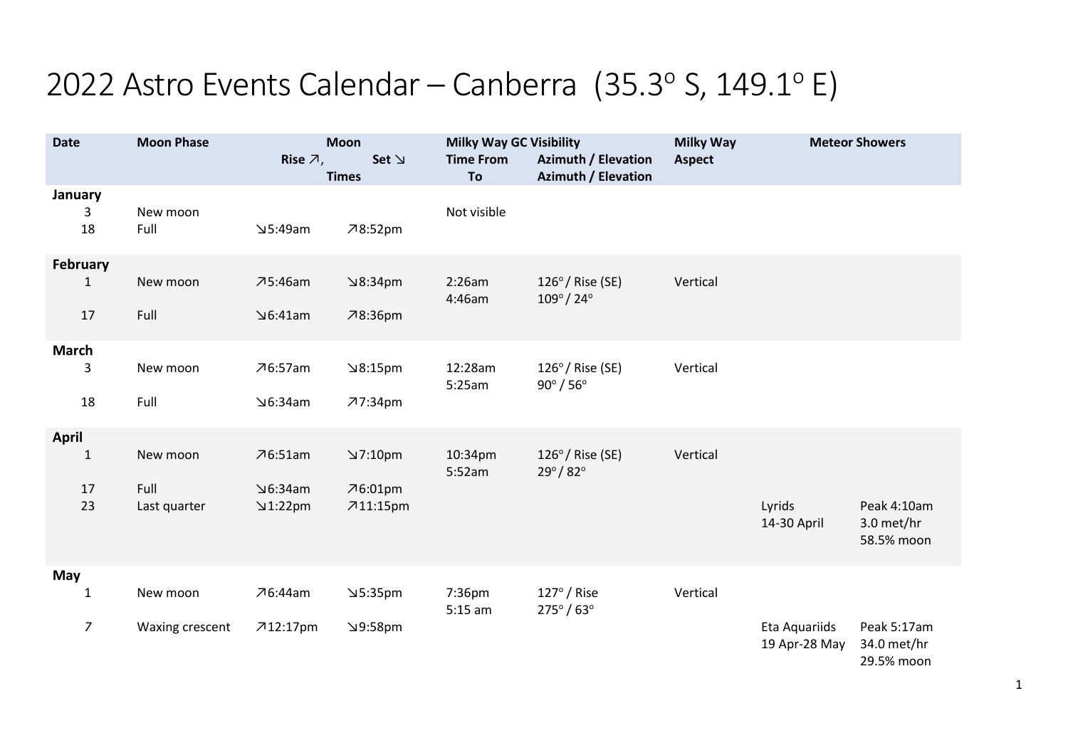# 2022 Astro Events Calendar – Canberra (35.3° S, 149.1° E)

| Date | Moon Phase | Moon Rise ↗, | Set ↘ Times | Milky Way GC Visibility Time From To | Azimuth / Elevation Azimuth / Elevation | Milky Way Aspect | Meteor Showers | |
|---|---|---|---|---|---|---|---|---|
| **January** | | | | | | | | |
| 3 | New moon | | | Not visible | | | | |
| 18 | Full | ↘5:49am | ↗8:52pm | | | | | |
| **February** | | | | | | | | |
| 1 | New moon | ↗5:46am | ↘8:34pm | 2:26am 4:46am | 126° / Rise (SE) 109° / 24° | Vertical | | |
| 17 | Full | ↘6:41am | ↗8:36pm | | | | | |
| **March** | | | | | | | | |
| 3 | New moon | ↗6:57am | ↘8:15pm | 12:28am 5:25am | 126° / Rise (SE) 90° / 56° | Vertical | | |
| 18 | Full | ↘6:34am | ↗7:34pm | | | | | |
| **April** | | | | | | | | |
| 1 | New moon | ↗6:51am | ↘7:10pm | 10:34pm 5:52am | 126° / Rise (SE) 29° / 82° | Vertical | | |
| 17 | Full | ↘6:34am | ↗6:01pm | | | | | |
| 23 | Last quarter | ↘1:22pm | ↗11:15pm | | | | Lyrids 14-30 April | Peak 4:10am 3.0 met/hr 58.5% moon |
| **May** | | | | | | | | |
| 1 | New moon | ↗6:44am | ↘5:35pm | 7:36pm 5:15 am | 127° / Rise 275° / 63° | Vertical | | |
| 7 | Waxing crescent | ↗12:17pm | ↘9:58pm | | | | Eta Aquariids 19 Apr-28 May | Peak 5:17am 34.0 met/hr 29.5% moon |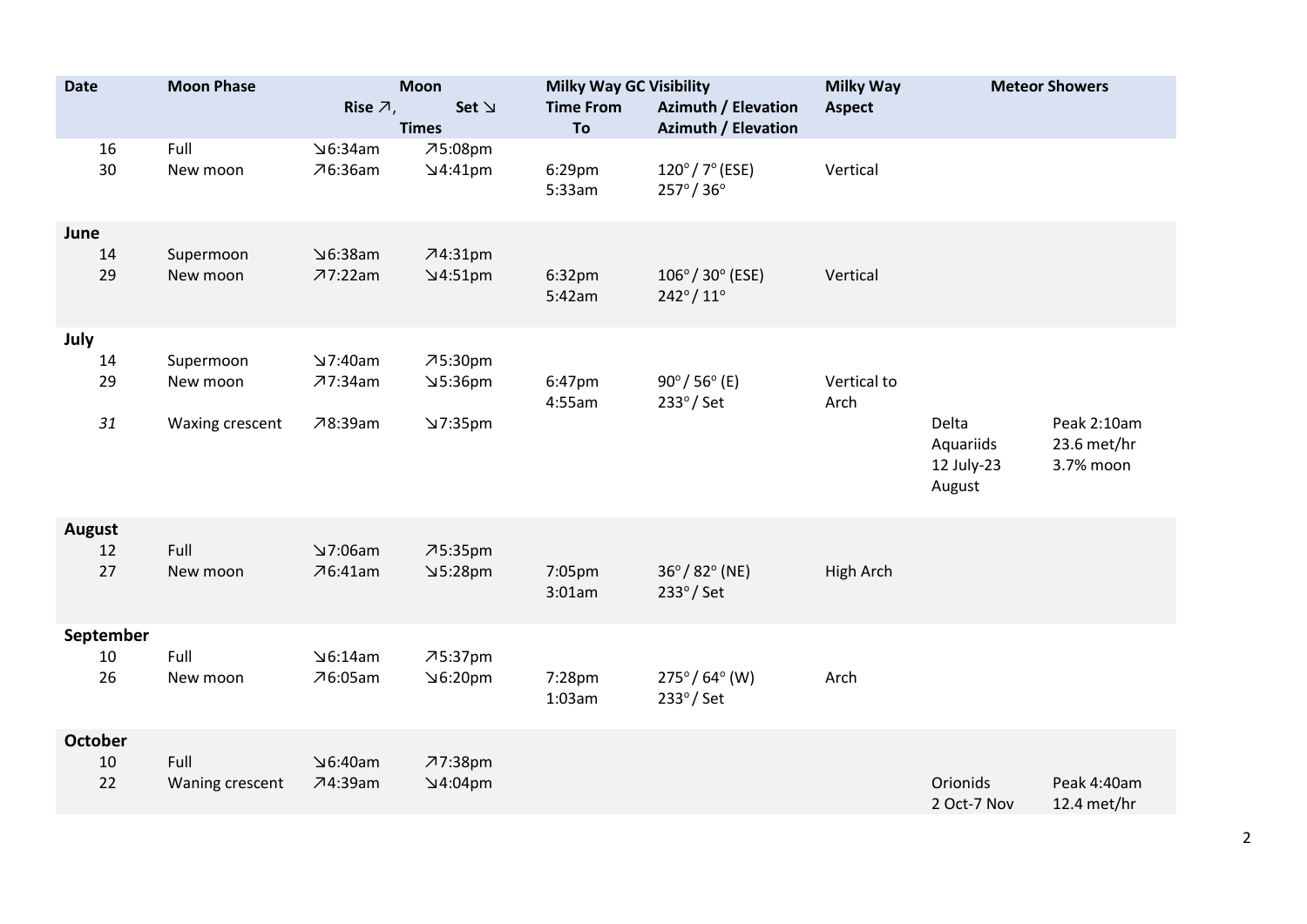| Date | Moon Phase | Moon | | Milky Way GC Visibility | | Milky Way | Meteor Showers | |
|---|---|---|---|---|---|---|---|---|
| | | Rise ↗, | Set ↘ | Time From | Azimuth / Elevation | Aspect | | |
| | | Times | | To | Azimuth / Elevation | | | |
| 16 | Full | ↘6:34am | ↗5:08pm | | | | | |
| 30 | New moon | ↗6:36am | ↘4:41pm | 6:29pm<br>5:33am | 120° / 7° (ESE)<br>257° / 36° | Vertical | | |
| **June** | | | | | | | | |
| 14 | Supermoon | ↘6:38am | ↗4:31pm | | | | | |
| 29 | New moon | ↗7:22am | ↘4:51pm | 6:32pm<br>5:42am | 106° / 30° (ESE)<br>242° / 11° | Vertical | | |
| **July** | | | | | | | | |
| 14 | Supermoon | ↘7:40am | ↗5:30pm | | | | | |
| 29 | New moon | ↗7:34am | ↘5:36pm | 6:47pm<br>4:55am | 90° / 56° (E)<br>233° / Set | Vertical to Arch | | |
| *31* | Waxing crescent | ↗8:39am | ↘7:35pm | | | | Delta Aquariids 12 July-23 August | Peak 2:10am 23.6 met/hr 3.7% moon |
| **August** | | | | | | | | |
| 12 | Full | ↘7:06am | ↗5:35pm | | | | | |
| 27 | New moon | ↗6:41am | ↘5:28pm | 7:05pm<br>3:01am | 36° / 82° (NE)<br>233° / Set | High Arch | | |
| **September** | | | | | | | | |
| 10 | Full | ↘6:14am | ↗5:37pm | | | | | |
| 26 | New moon | ↗6:05am | ↘6:20pm | 7:28pm<br>1:03am | 275° / 64° (W)<br>233° / Set | Arch | | |
| **October** | | | | | | | | |
| 10 | Full | ↘6:40am | ↗7:38pm | | | | | |
| 22 | Waning crescent | ↗4:39am | ↘4:04pm | | | | Orionids 2 Oct-7 Nov | Peak 4:40am 12.4 met/hr |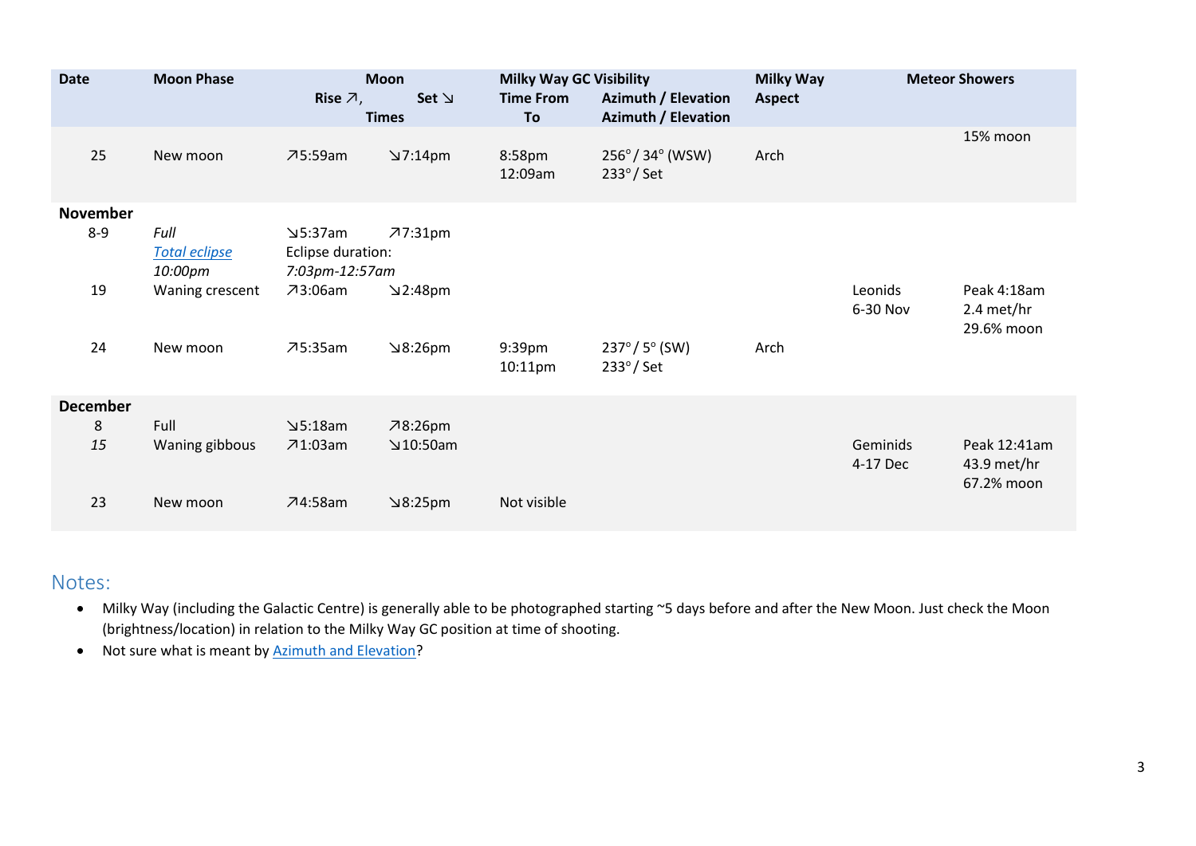| Date | Moon Phase | Moon Rise ↗, | Times Set ↘ | Milky Way GC Visibility Time From To | Azimuth / Elevation Azimuth / Elevation | Milky Way Aspect | Meteor Showers | |
|---|---|---|---|---|---|---|---|---|
| 25 | New moon | ↗5:59am | ↘7:14pm | 8:58pm 12:09am | 256° / 34° (WSW) 233° / Set | Arch | | 15% moon |
| **November** | | | | | | | | |
| 8-9 | *Full* *Total eclipse* *10:00pm* | ↘5:37am Eclipse duration: *7:03pm-12:57am* | ↗7:31pm | | | | | |
| 19 | Waning crescent | ↗3:06am | ↘2:48pm | | | | Leonids 6-30 Nov | Peak 4:18am 2.4 met/hr 29.6% moon |
| 24 | New moon | ↗5:35am | ↘8:26pm | 9:39pm 10:11pm | 237° / 5° (SW) 233° / Set | Arch | | |
| **December** | | | | | | | | |
| 8 | Full | ↘5:18am | ↗8:26pm | | | | | |
| *15* | Waning gibbous | ↗1:03am | ↘10:50am | | | | Geminids 4-17 Dec | Peak 12:41am 43.9 met/hr 67.2% moon |
| 23 | New moon | ↗4:58am | ↘8:25pm | Not visible | | | | |

## Notes:

- Milky Way (including the Galactic Centre) is generally able to be photographed starting ~5 days before and after the New Moon. Just check the Moon (brightness/location) in relation to the Milky Way GC position at time of shooting.
- Not sure what is meant by Azimuth and Elevation?